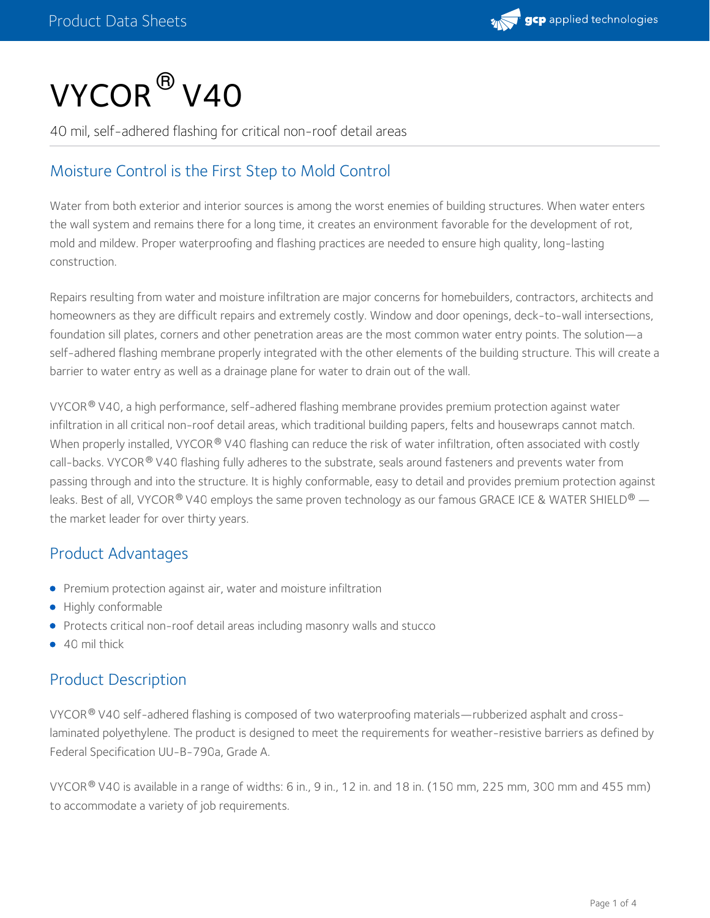# VYCOR® V40

40 mil, self-adhered flashing for critical non-roof detail areas

## Moisture Control is the First Step to Mold Control

Water from both exterior and interior sources is among the worst enemies of building structures. When water enters the wall system and remains there for a long time, it creates an environment favorable for the development of rot, mold and mildew. Proper waterproofing and flashing practices are needed to ensure high quality, long-lasting construction.

Repairs resulting from water and moisture infiltration are major concerns for homebuilders, contractors, architects and homeowners as they are difficult repairs and extremely costly. Window and door openings, deck-to-wall intersections, foundation sill plates, corners and other penetration areas are the most common water entry points. The solution—a self-adhered flashing membrane properly integrated with the other elements of the building structure. This will create a barrier to water entry as well as a drainage plane for water to drain out of the wall.

VYCOR® V40, a high performance, self-adhered flashing membrane provides premium protection against water infiltration in all critical non-roof detail areas, which traditional building papers, felts and housewraps cannot match. When properly installed, VYCOR® V40 flashing can reduce the risk of water infiltration, often associated with costly call-backs. VYCOR® V40 flashing fully adheres to the substrate, seals around fasteners and prevents water from passing through and into the structure. It is highly conformable, easy to detail and provides premium protection against leaks. Best of all, VYCOR® V40 employs the same proven technology as our famous GRACE ICE & WATER SHIELD® — the market leader for over thirty years.

## Product Advantages

- Premium protection against air, water and moisture infiltration
- Highly conformable
- Protects critical non-roof detail areas including masonry walls and stucco
- 40 mil thick

## Product Description

VYCOR® V40 self-adhered flashing is composed of two waterproofing materials—rubberized asphalt and cross-laminated polyethylene. The product is designed to meet the requirements for weather-resistive barriers as defined by Federal Specification UU-B-790a, Grade A.

VYCOR® V40 is available in a range of widths: 6 in., 9 in., 12 in. and 18 in. (150 mm, 225 mm, 300 mm and 455 mm) to accommodate a variety of job requirements.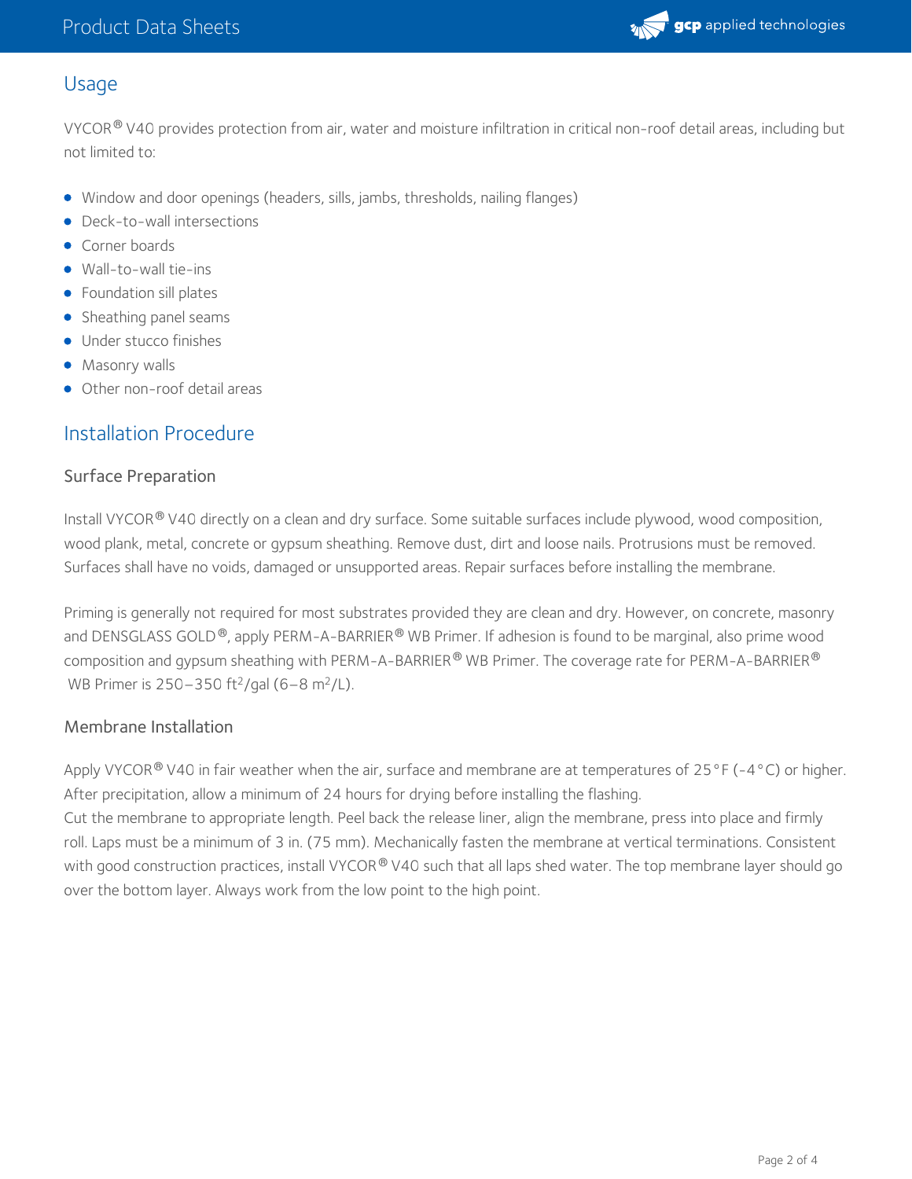## Usage

VYCOR® V40 provides protection from air, water and moisture infiltration in critical non-roof detail areas, including but not limited to:

- Window and door openings (headers, sills, jambs, thresholds, nailing flanges)
- Deck-to-wall intersections
- Corner boards
- Wall-to-wall tie-ins
- Foundation sill plates
- Sheathing panel seams
- Under stucco finishes
- Masonry walls
- Other non-roof detail areas

## Installation Procedure

### Surface Preparation

Install VYCOR® V40 directly on a clean and dry surface. Some suitable surfaces include plywood, wood composition, wood plank, metal, concrete or gypsum sheathing. Remove dust, dirt and loose nails. Protrusions must be removed. Surfaces shall have no voids, damaged or unsupported areas. Repair surfaces before installing the membrane.

Priming is generally not required for most substrates provided they are clean and dry. However, on concrete, masonry and DENSGLASS GOLD®, apply PERM-A-BARRIER® WB Primer. If adhesion is found to be marginal, also prime wood composition and gypsum sheathing with PERM-A-BARRIER® WB Primer. The coverage rate for PERM-A-BARRIER® WB Primer is 250–350 $ft^2$/gal (6–8 $m^2$/L).

### Membrane Installation

Apply VYCOR® V40 in fair weather when the air, surface and membrane are at temperatures of 25°F (-4°C) or higher. After precipitation, allow a minimum of 24 hours for drying before installing the flashing.
Cut the membrane to appropriate length. Peel back the release liner, align the membrane, press into place and firmly roll. Laps must be a minimum of 3 in. (75 mm). Mechanically fasten the membrane at vertical terminations. Consistent with good construction practices, install VYCOR® V40 such that all laps shed water. The top membrane layer should go over the bottom layer. Always work from the low point to the high point.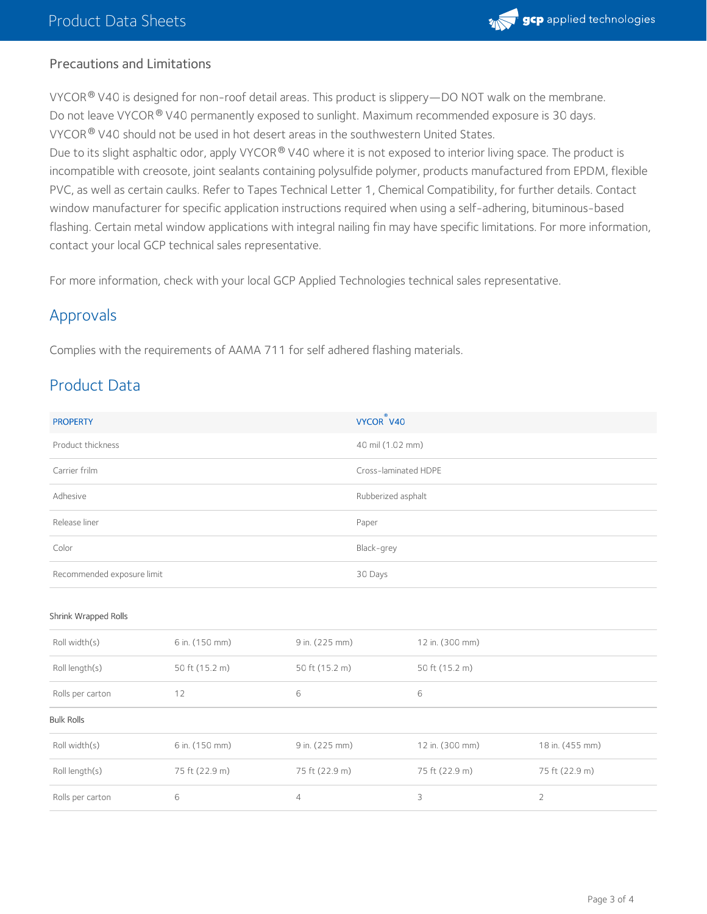### Precautions and Limitations

VYCOR® V40 is designed for non-roof detail areas. This product is slippery—DO NOT walk on the membrane.
Do not leave VYCOR® V40 permanently exposed to sunlight. Maximum recommended exposure is 30 days.
VYCOR® V40 should not be used in hot desert areas in the southwestern United States.
Due to its slight asphaltic odor, apply VYCOR® V40 where it is not exposed to interior living space. The product is incompatible with creosote, joint sealants containing polysulfide polymer, products manufactured from EPDM, flexible PVC, as well as certain caulks. Refer to Tapes Technical Letter 1, Chemical Compatibility, for further details. Contact window manufacturer for specific application instructions required when using a self-adhering, bituminous-based flashing. Certain metal window applications with integral nailing fin may have specific limitations. For more information, contact your local GCP technical sales representative.

For more information, check with your local GCP Applied Technologies technical sales representative.

## Approvals

Complies with the requirements of AAMA 711 for self adhered flashing materials.

## Product Data

| PROPERTY | VYCOR® V40 |
|---|---|
| Product thickness | 40 mil (1.02 mm) |
| Carrier frilm | Cross-laminated HDPE |
| Adhesive | Rubberized asphalt |
| Release liner | Paper |
| Color | Black-grey |
| Recommended exposure limit | 30 Days |

Shrink Wrapped Rolls

| | | | |
|---|---|---|---|
| Roll width(s) | 6 in. (150 mm) | 9 in. (225 mm) | 12 in. (300 mm) |
| Roll length(s) | 50 ft (15.2 m) | 50 ft (15.2 m) | 50 ft (15.2 m) |
| Rolls per carton | 12 | 6 | 6 |

Bulk Rolls

| | | | | |
|---|---|---|---|---|
| Roll width(s) | 6 in. (150 mm) | 9 in. (225 mm) | 12 in. (300 mm) | 18 in. (455 mm) |
| Roll length(s) | 75 ft (22.9 m) | 75 ft (22.9 m) | 75 ft (22.9 m) | 75 ft (22.9 m) |
| Rolls per carton | 6 | 4 | 3 | 2 |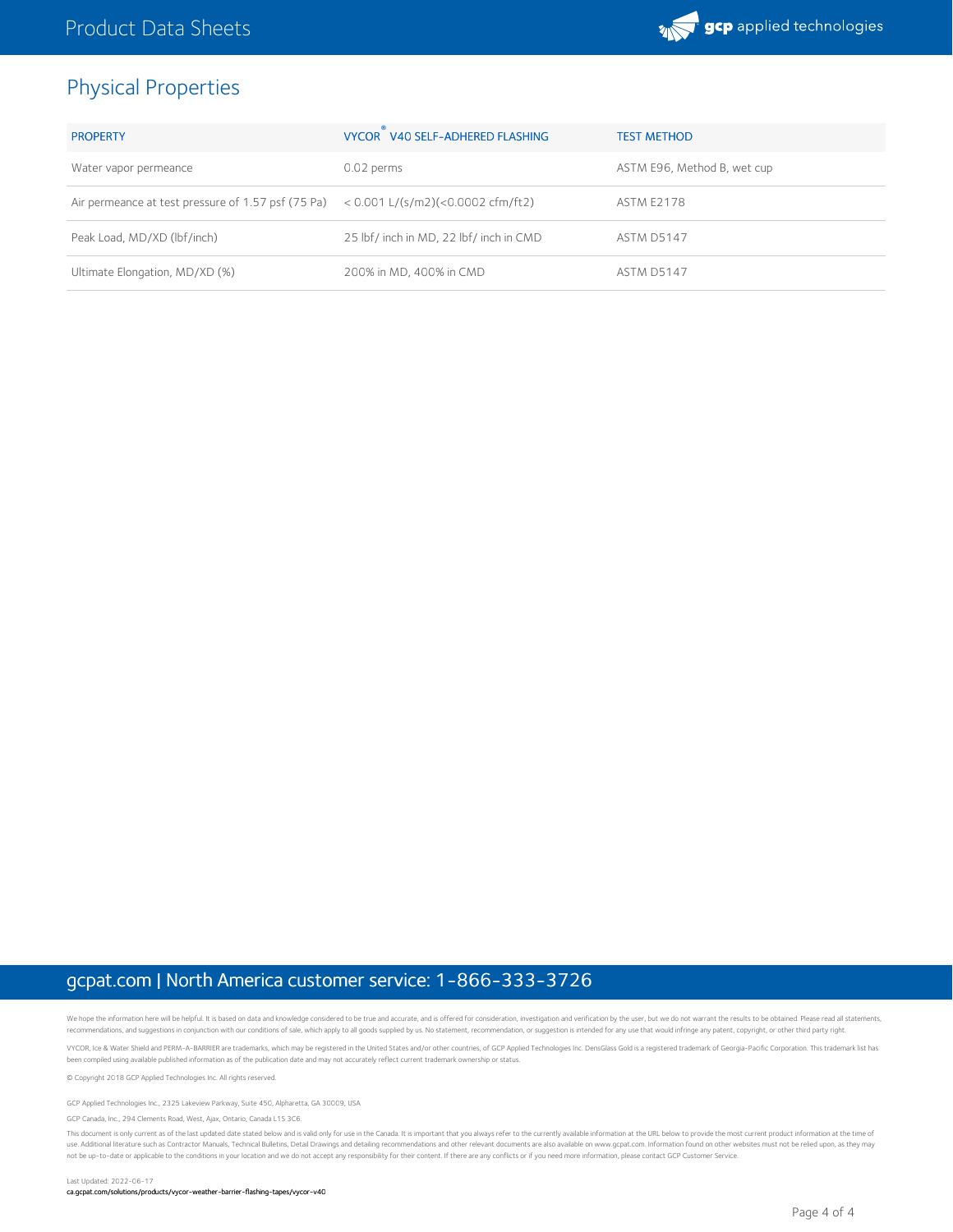## Physical Properties

| PROPERTY | VYCOR® V40 SELF-ADHERED FLASHING | TEST METHOD |
|---|---|---|
| Water vapor permeance | 0.02 perms | ASTM E96, Method B, wet cup |
| Air permeance at test pressure of 1.57 psf (75 Pa) | < 0.001 L/(s/m2)(<0.0002 cfm/ft2) | ASTM E2178 |
| Peak Load, MD/XD (lbf/inch) | 25 lbf/ inch in MD, 22 lbf/ inch in CMD | ASTM D5147 |
| Ultimate Elongation, MD/XD (%) | 200% in MD, 400% in CMD | ASTM D5147 |

## gcpat.com | North America customer service: 1-866-333-3726

We hope the information here will be helpful. It is based on data and knowledge considered to be true and accurate, and is offered for consideration, investigation and verification by the user, but we do not warrant the results to be obtained. Please read all statements, recommendations, and suggestions in conjunction with our conditions of sale, which apply to all goods supplied by us. No statement, recommendation, or suggestion is intended for any use that would infringe any patent, copyright, or other third party right.

VYCOR, Ice & Water Shield and PERM-A-BARRIER are trademarks, which may be registered in the United States and/or other countries, of GCP Applied Technologies Inc. DensGlass Gold is a registered trademark of Georgia-Pacific Corporation. This trademark list has been compiled using available published information as of the publication date and may not accurately reflect current trademark ownership or status.

© Copyright 2018 GCP Applied Technologies Inc. All rights reserved.

GCP Applied Technologies Inc., 2325 Lakeview Parkway, Suite 450, Alpharetta, GA 30009, USA

GCP Canada, Inc., 294 Clements Road, West, Ajax, Ontario, Canada L1S 3C6.

This document is only current as of the last updated date stated below and is valid only for use in the Canada. It is important that you always refer to the currently available information at the URL below to provide the most current product information at the time of use. Additional literature such as Contractor Manuals, Technical Bulletins, Detail Drawings and detailing recommendations and other relevant documents are also available on www.gcpat.com. Information found on other websites must not be relied upon, as they may not be up-to-date or applicable to the conditions in your location and we do not accept any responsibility for their content. If there are any conflicts or if you need more information, please contact GCP Customer Service.

Last Updated: 2022-06-17
ca.gcpat.com/solutions/products/vycor-weather-barrier-flashing-tapes/vycor-v40